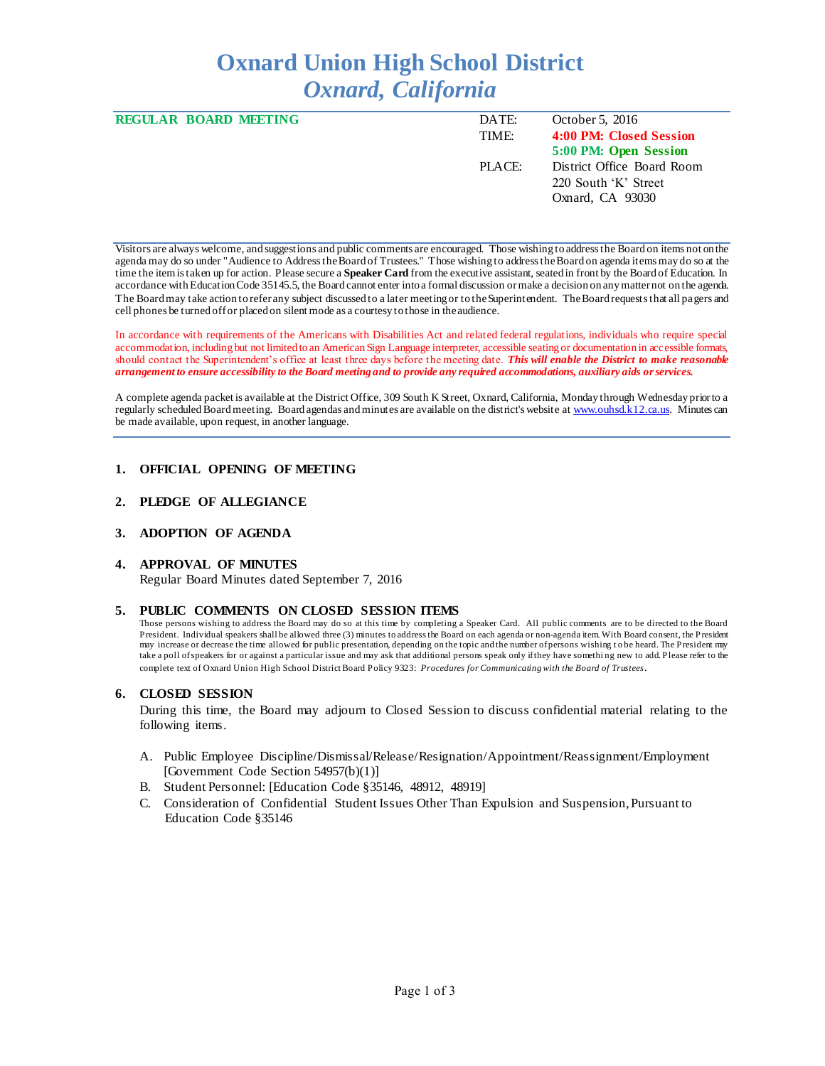# Oxnard Union High School District
## *Oxnard, California*

**REGULAR BOARD MEETING**

| | |
|---|---|
| DATE: | October 5, 2016 |
| TIME: | **4:00 PM: Closed Session** |
| | **5:00 PM: Open Session** |
| PLACE: | District Office Board Room |
| | 220 South 'K' Street |
| | Oxnard, CA 93030 |

Visitors are always welcome, and suggestions and public comments are encouraged. Those wishing to address the Board on items not on the agenda may do so under "Audience to Address the Board of Trustees." Those wishing to address the Board on agenda items may do so at the time the item is taken up for action. Please secure a **Speaker Card** from the executive assistant, seated in front by the Board of Education. In accordance with Education Code 35145.5, the Board cannot enter into a formal discussion or make a decision on any matter not on the agenda. The Board may take action to refer any subject discussed to a later meeting or to the Superintendent. The Board requests that all pagers and cell phones be turned off or placed on silent mode as a courtesy to those in the audience.

In accordance with requirements of the Americans with Disabilities Act and related federal regulations, individuals who require special accommodation, including but not limited to an American Sign Language interpreter, accessible seating or documentation in accessible formats, should contact the Superintendent's office at least three days before the meeting date. ***This will enable the District to make reasonable arrangement to ensure accessibility to the Board meeting and to provide any required accommodations, auxiliary aids or services.***

A complete agenda packet is available at the District Office, 309 South K Street, Oxnard, California, Monday through Wednesday prior to a regularly scheduled Board meeting. Board agendas and minutes are available on the district's website at www.ouhsd.k12.ca.us. Minutes can be made available, upon request, in another language.

### 1. OFFICIAL OPENING OF MEETING

### 2. PLEDGE OF ALLEGIANCE

### 3. ADOPTION OF AGENDA

### 4. APPROVAL OF MINUTES

Regular Board Minutes dated September 7, 2016

### 5. PUBLIC COMMENTS ON CLOSED SESSION ITEMS

Those persons wishing to address the Board may do so at this time by completing a Speaker Card. All public comments are to be directed to the Board President. Individual speakers shall be allowed three (3) minutes to address the Board on each agenda or non-agenda item. With Board consent, the President may increase or decrease the time allowed for public presentation, depending on the topic and the number of persons wishing to be heard. The President may take a poll of speakers for or against a particular issue and may ask that additional persons speak only if they have something new to add. Please refer to the complete text of Oxnard Union High School District Board Policy 9323: *Procedures for Communicating with the Board of Trustees*.

### 6. CLOSED SESSION

During this time, the Board may adjourn to Closed Session to discuss confidential material relating to the following items.

A. Public Employee Discipline/Dismissal/Release/Resignation/Appointment/Reassignment/Employment [Government Code Section 54957(b)(1)]
B. Student Personnel: [Education Code §35146, 48912, 48919]
C. Consideration of Confidential Student Issues Other Than Expulsion and Suspension, Pursuant to Education Code §35146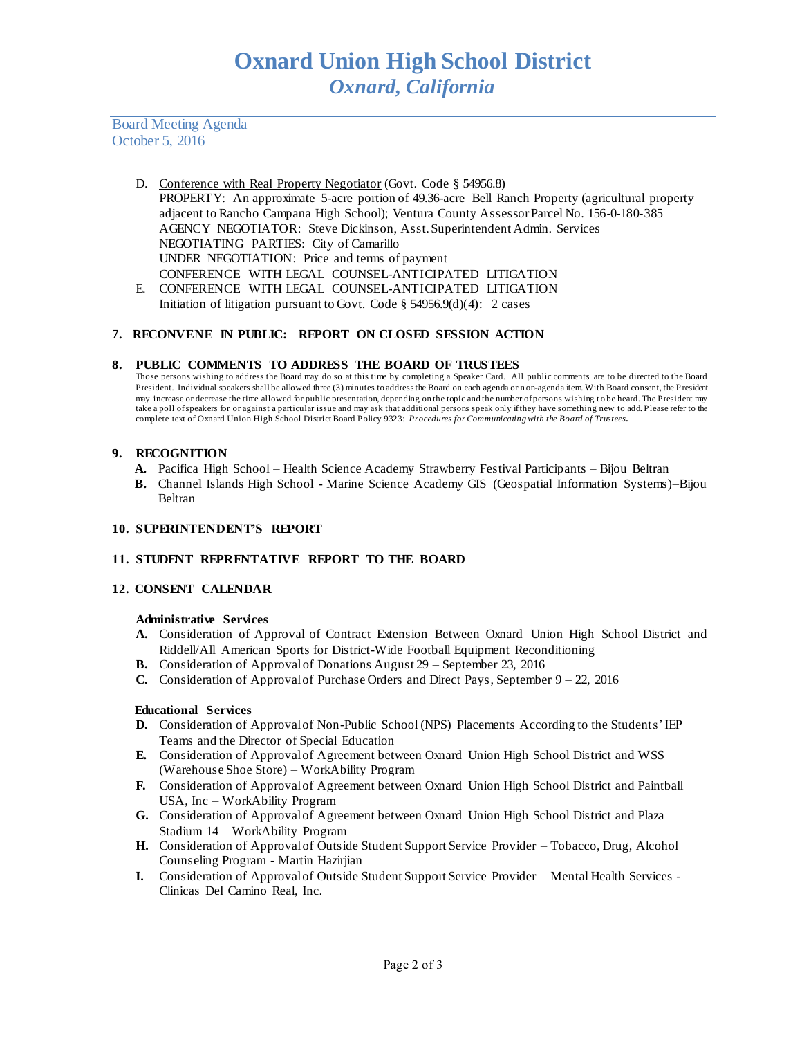D. Conference with Real Property Negotiator (Govt. Code § 54956.8)
PROPERTY: An approximate 5-acre portion of 49.36-acre Bell Ranch Property (agricultural property adjacent to Rancho Campana High School); Ventura County Assessor Parcel No. 156-0-180-385
AGENCY NEGOTIATOR: Steve Dickinson, Asst. Superintendent Admin. Services
NEGOTIATING PARTIES: City of Camarillo
UNDER NEGOTIATION: Price and terms of payment
CONFERENCE WITH LEGAL COUNSEL-ANTICIPATED LITIGATION

E. CONFERENCE WITH LEGAL COUNSEL-ANTICIPATED LITIGATION
Initiation of litigation pursuant to Govt. Code § 54956.9(d)(4): 2 cases

## 7. RECONVENE IN PUBLIC: REPORT ON CLOSED SESSION ACTION

## 8. PUBLIC COMMENTS TO ADDRESS THE BOARD OF TRUSTEES

Those persons wishing to address the Board may do so at this time by completing a Speaker Card. All public comments are to be directed to the Board President. Individual speakers shall be allowed three (3) minutes to address the Board on each agenda or non-agenda item. With Board consent, the President may increase or decrease the time allowed for public presentation, depending on the topic and the number of persons wishing to be heard. The President may take a poll of speakers for or against a particular issue and may ask that additional persons speak only if they have something new to add. Please refer to the complete text of Oxnard Union High School District Board Policy 9323: *Procedures for Communicating with the Board of Trustees*.

## 9. RECOGNITION

**A.** Pacifica High School – Health Science Academy Strawberry Festival Participants – Bijou Beltran
**B.** Channel Islands High School - Marine Science Academy GIS (Geospatial Information Systems)–Bijou Beltran

## 10. SUPERINTENDENT'S REPORT

## 11. STUDENT REPRENTATIVE REPORT TO THE BOARD

## 12. CONSENT CALENDAR

### Administrative Services

**A.** Consideration of Approval of Contract Extension Between Oxnard Union High School District and Riddell/All American Sports for District-Wide Football Equipment Reconditioning
**B.** Consideration of Approval of Donations August 29 – September 23, 2016
**C.** Consideration of Approval of Purchase Orders and Direct Pays, September 9 – 22, 2016

### Educational Services

**D.** Consideration of Approval of Non-Public School (NPS) Placements According to the Students' IEP Teams and the Director of Special Education
**E.** Consideration of Approval of Agreement between Oxnard Union High School District and WSS (Warehouse Shoe Store) – WorkAbility Program
**F.** Consideration of Approval of Agreement between Oxnard Union High School District and Paintball USA, Inc – WorkAbility Program
**G.** Consideration of Approval of Agreement between Oxnard Union High School District and Plaza Stadium 14 – WorkAbility Program
**H.** Consideration of Approval of Outside Student Support Service Provider – Tobacco, Drug, Alcohol Counseling Program - Martin Hazirjian
**I.** Consideration of Approval of Outside Student Support Service Provider – Mental Health Services - Clinicas Del Camino Real, Inc.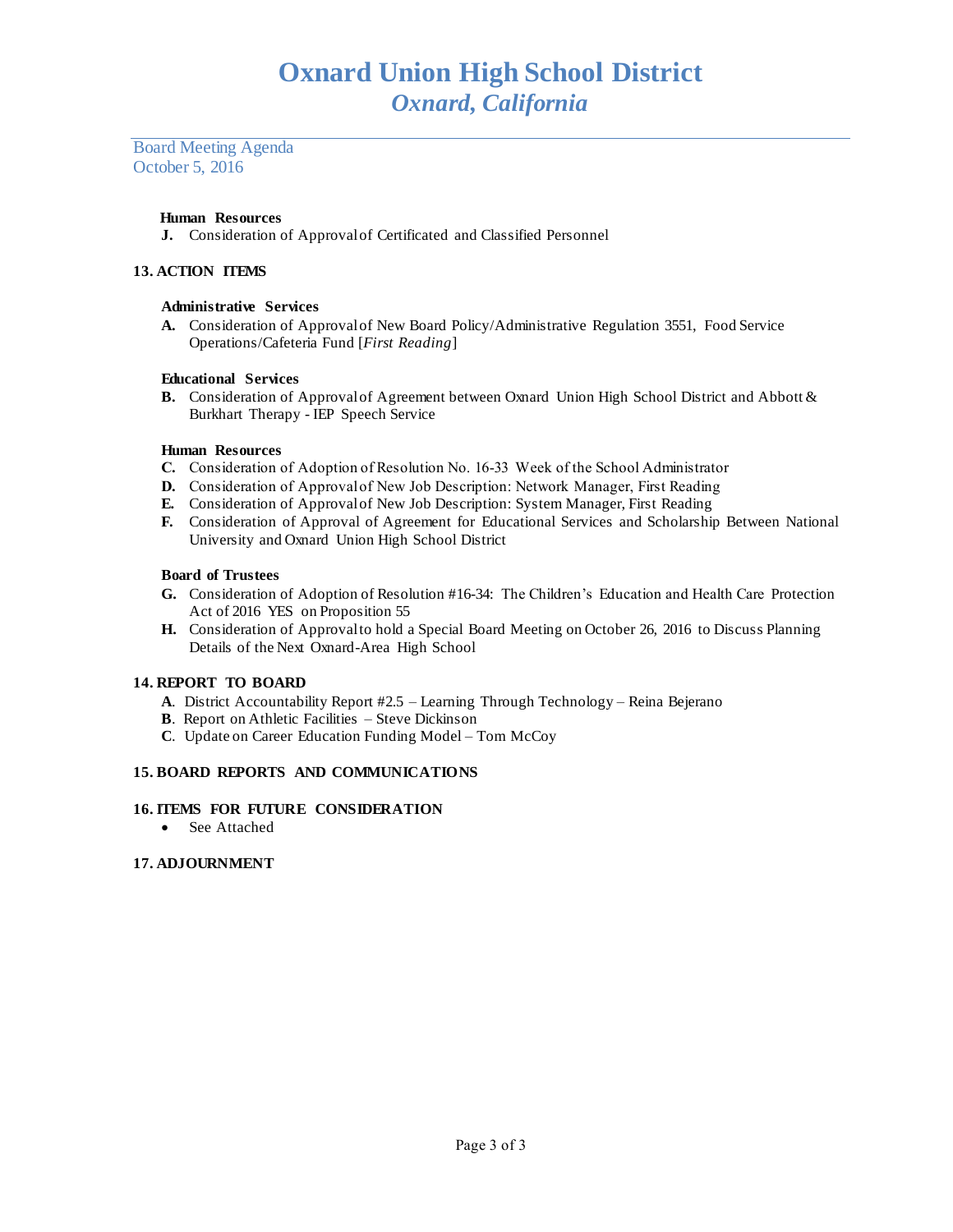# Oxnard Union High School District
## *Oxnard, California*

Board Meeting Agenda
October 5, 2016

**Human Resources**

**J.** Consideration of Approval of Certificated and Classified Personnel

**13. ACTION ITEMS**

**Administrative Services**

**A.** Consideration of Approval of New Board Policy/Administrative Regulation 3551, Food Service Operations/Cafeteria Fund [*First Reading*]

**Educational Services**

**B.** Consideration of Approval of Agreement between Oxnard Union High School District and Abbott & Burkhart Therapy - IEP Speech Service

**Human Resources**

**C.** Consideration of Adoption of Resolution No. 16-33 Week of the School Administrator
**D.** Consideration of Approval of New Job Description: Network Manager, First Reading
**E.** Consideration of Approval of New Job Description: System Manager, First Reading
**F.** Consideration of Approval of Agreement for Educational Services and Scholarship Between National University and Oxnard Union High School District

**Board of Trustees**

**G.** Consideration of Adoption of Resolution #16-34: The Children's Education and Health Care Protection Act of 2016 YES on Proposition 55
**H.** Consideration of Approval to hold a Special Board Meeting on October 26, 2016 to Discuss Planning Details of the Next Oxnard-Area High School

**14. REPORT TO BOARD**

**A**. District Accountability Report #2.5 – Learning Through Technology – Reina Bejerano
**B**. Report on Athletic Facilities – Steve Dickinson
**C**. Update on Career Education Funding Model – Tom McCoy

**15. BOARD REPORTS AND COMMUNICATIONS**

**16. ITEMS FOR FUTURE CONSIDERATION**

- See Attached

**17. ADJOURNMENT**